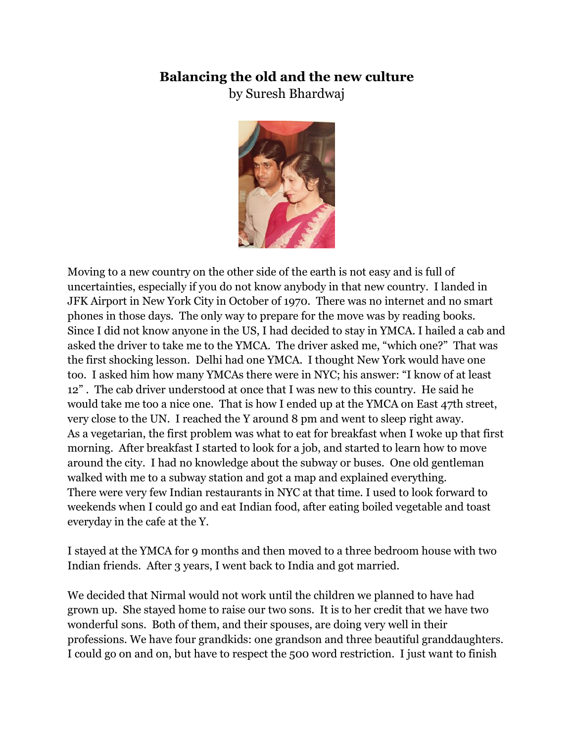# Balancing the old and the new culture

by Suresh Bhardwaj

Moving to a new country on the other side of the earth is not easy and is full of uncertainties, especially if you do not know anybody in that new country. I landed in JFK Airport in New York City in October of 1970. There was no internet and no smart phones in those days. The only way to prepare for the move was by reading books. Since I did not know anyone in the US, I had decided to stay in YMCA. I hailed a cab and asked the driver to take me to the YMCA. The driver asked me, "which one?" That was the first shocking lesson. Delhi had one YMCA. I thought New York would have one too. I asked him how many YMCAs there were in NYC; his answer: "I know of at least 12" . The cab driver understood at once that I was new to this country. He said he would take me too a nice one. That is how I ended up at the YMCA on East 47th street, very close to the UN. I reached the Y around 8 pm and went to sleep right away. As a vegetarian, the first problem was what to eat for breakfast when I woke up that first morning. After breakfast I started to look for a job, and started to learn how to move around the city. I had no knowledge about the subway or buses. One old gentleman walked with me to a subway station and got a map and explained everything. There were very few Indian restaurants in NYC at that time. I used to look forward to weekends when I could go and eat Indian food, after eating boiled vegetable and toast everyday in the cafe at the Y.

I stayed at the YMCA for 9 months and then moved to a three bedroom house with two Indian friends. After 3 years, I went back to India and got married.

We decided that Nirmal would not work until the children we planned to have had grown up. She stayed home to raise our two sons. It is to her credit that we have two wonderful sons. Both of them, and their spouses, are doing very well in their professions. We have four grandkids: one grandson and three beautiful granddaughters. I could go on and on, but have to respect the 500 word restriction. I just want to finish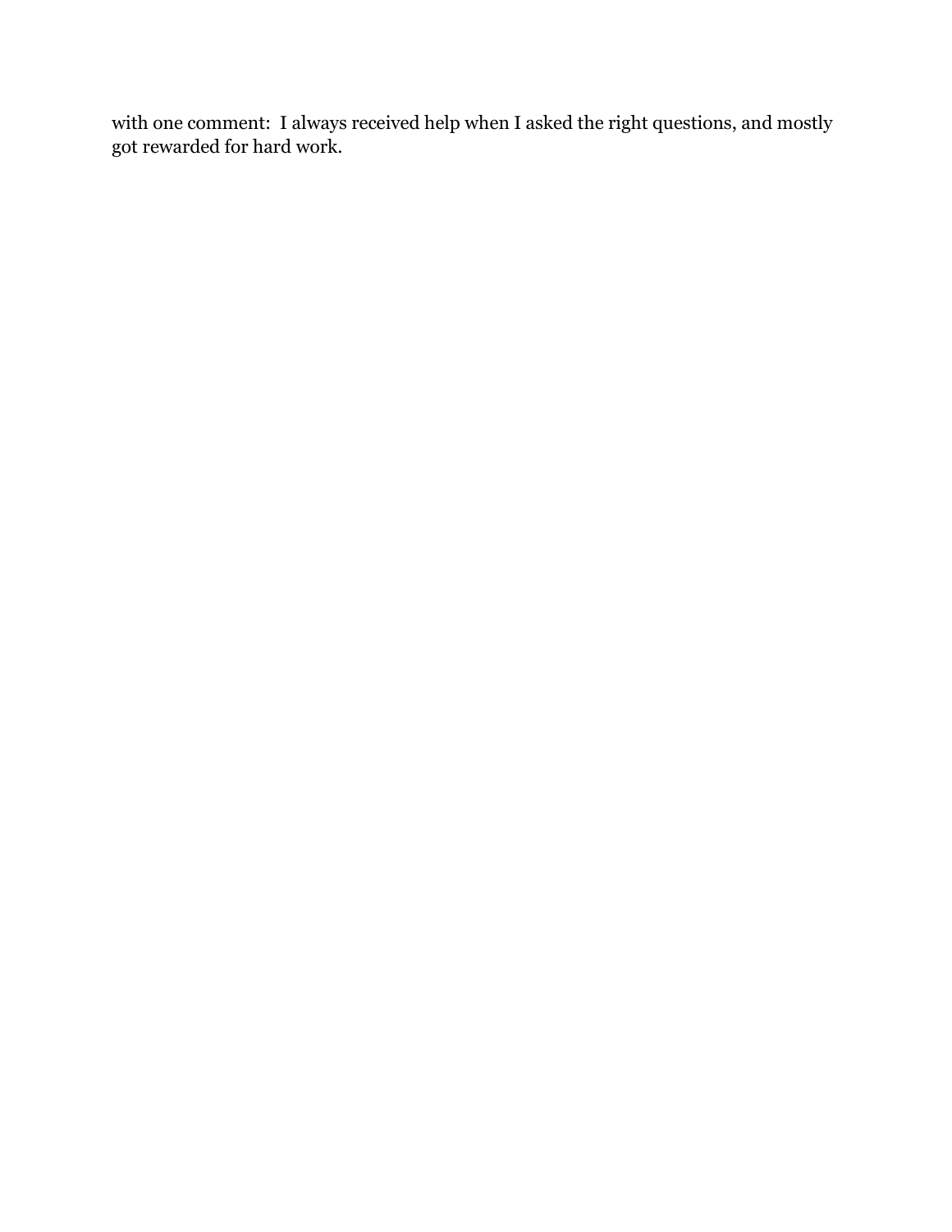with one comment: I always received help when I asked the right questions, and mostly got rewarded for hard work.